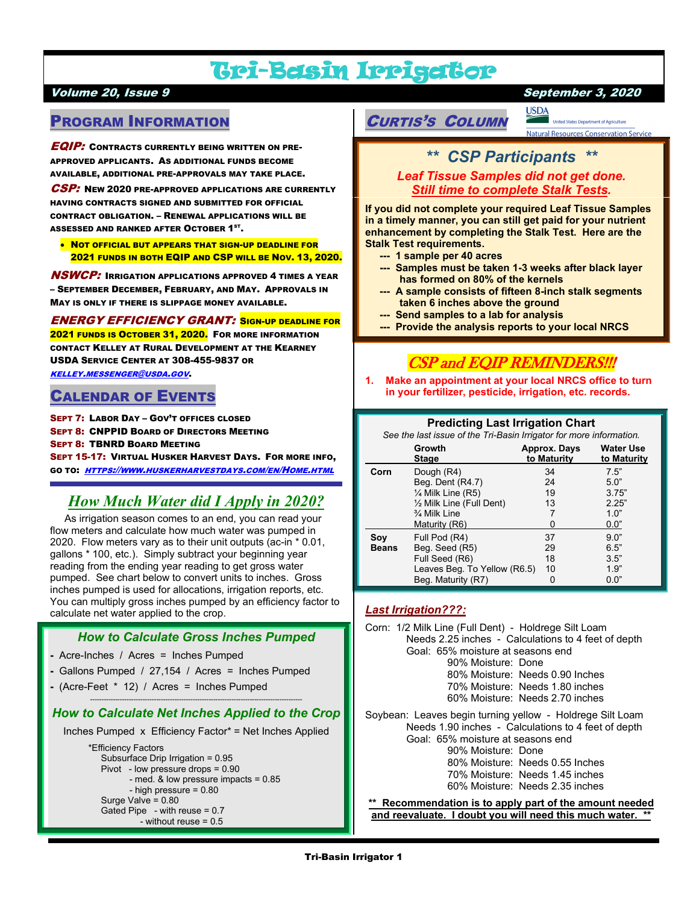# Tri-Basin Irrigator

***Volume 20, Issue 9*** ***September 3, 2020***

## Program Information

***EQIP:*** **Contracts currently being written on pre-approved applicants. As additional funds become available, additional pre-approvals may take place.**

***CSP:*** **New 2020 pre-approved applications are currently having contracts signed and submitted for official contract obligation. – Renewal applications will be assessed and ranked after October 1st.**

- **Not official but appears that sign-up deadline for 2021 funds in both EQIP and CSP will be Nov. 13, 2020.**

***NSWCP:*** **Irrigation applications approved 4 times a year – September December, February, and May. Approvals in May is only if there is slippage money available.**

***ENERGY EFFICIENCY GRANT:*** **Sign-up deadline for 2021 funds is October 31, 2020. For more information contact Kelley at Rural Development at the Kearney USDA Service Center at 308-455-9837 or *kelley.messenger@usda.gov*.**

## Calendar of Events

**Sept 7: Labor Day – Gov't offices closed**
**Sept 8: CNPPID Board of Directors Meeting**
**Sept 8: TBNRD Board Meeting**
**Sept 15-17: Virtual Husker Harvest Days. For more info, go to: *https://www.huskerharvestdays.com/en/Home.html***

## How Much Water did I Apply in 2020?

As irrigation season comes to an end, you can read your flow meters and calculate how much water was pumped in 2020. Flow meters vary as to their unit outputs (ac-in * 0.01, gallons * 100, etc.). Simply subtract your beginning year reading from the ending year reading to get gross water pumped. See chart below to convert units to inches. Gross inches pumped is used for allocations, irrigation reports, etc. You can multiply gross inches pumped by an efficiency factor to calculate net water applied to the crop.

### How to Calculate Gross Inches Pumped

- Acre-Inches / Acres = Inches Pumped
- Gallons Pumped / 27,154 / Acres = Inches Pumped
- (Acre-Feet * 12) / Acres = Inches Pumped

### How to Calculate Net Inches Applied to the Crop

Inches Pumped x Efficiency Factor* = Net Inches Applied

*Efficiency Factors
- Subsurface Drip Irrigation = 0.95
- Pivot
  - low pressure drops = 0.90
  - med. & low pressure impacts = 0.85
  - high pressure = 0.80
- Surge Valve = 0.80
- Gated Pipe
  - with reuse = 0.7
  - without reuse = 0.5

## Curtis's Column

USDA United States Department of Agriculture — Natural Resources Conservation Service

### ** CSP Participants **

***Leaf Tissue Samples did not get done.***
***Still time to complete Stalk Tests.***

**If you did not complete your required Leaf Tissue Samples in a timely manner, you can still get paid for your nutrient enhancement by completing the Stalk Test. Here are the Stalk Test requirements.**

- **1 sample per 40 acres**
- **Samples must be taken 1-3 weeks after black layer has formed on 80% of the kernels**
- **A sample consists of fifteen 8-inch stalk segments taken 6 inches above the ground**
- **Send samples to a lab for analysis**
- **Provide the analysis reports to your local NRCS**

### *CSP and EQIP REMINDERS!!!*

1. **Make an appointment at your local NRCS office to turn in your fertilizer, pesticide, irrigation, etc. records.**

### Predicting Last Irrigation Chart

*See the last issue of the Tri-Basin Irrigator for more information.*

| | Growth Stage | Approx. Days to Maturity | Water Use to Maturity |
|---|---|---|---|
| **Corn** | Dough (R4) | 34 | 7.5" |
| | Beg. Dent (R4.7) | 24 | 5.0" |
| | ¼ Milk Line (R5) | 19 | 3.75" |
| | ½ Milk Line (Full Dent) | 13 | 2.25" |
| | ¾ Milk Line | 7 | 1.0" |
| | Maturity (R6) | 0 | 0.0" |
| **Soy Beans** | Full Pod (R4) | 37 | 9.0" |
| | Beg. Seed (R5) | 29 | 6.5" |
| | Full Seed (R6) | 18 | 3.5" |
| | Leaves Beg. To Yellow (R6.5) | 10 | 1.9" |
| | Beg. Maturity (R7) | 0 | 0.0" |

### *Last Irrigation???:*

Corn: 1/2 Milk Line (Full Dent) - Holdrege Silt Loam
Needs 2.25 inches - Calculations to 4 feet of depth
Goal: 65% moisture at seasons end
- 90% Moisture: Done
- 80% Moisture: Needs 0.90 Inches
- 70% Moisture: Needs 1.80 inches
- 60% Moisture: Needs 2.70 inches

Soybean: Leaves begin turning yellow - Holdrege Silt Loam
Needs 1.90 inches - Calculations to 4 feet of depth
Goal: 65% moisture at seasons end
- 90% Moisture: Done
- 80% Moisture: Needs 0.55 Inches
- 70% Moisture: Needs 1.45 inches
- 60% Moisture: Needs 2.35 inches

**** Recommendation is to apply part of the amount needed and reevaluate. I doubt you will need this much water. ****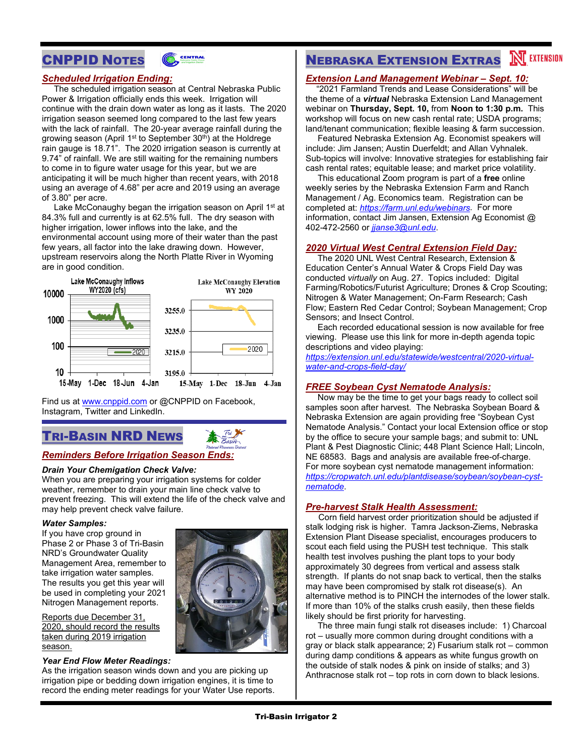## CNPPID Notes

### *Scheduled Irrigation Ending:*

The scheduled irrigation season at Central Nebraska Public Power & Irrigation officially ends this week. Irrigation will continue with the drain down water as long as it lasts. The 2020 irrigation season seemed long compared to the last few years with the lack of rainfall. The 20-year average rainfall during the growing season (April 1st to September 30th) at the Holdrege rain gauge is 18.71". The 2020 irrigation season is currently at 9.74" of rainfall. We are still waiting for the remaining numbers to come in to figure water usage for this year, but we are anticipating it will be much higher than recent years, with 2018 using an average of 4.68" per acre and 2019 using an average of 3.80" per acre.

Lake McConaughy began the irrigation season on April 1st at 84.3% full and currently is at 62.5% full. The dry season with higher irrigation, lower inflows into the lake, and the environmental account using more of their water than the past few years, all factor into the lake drawing down. However, upstream reservoirs along the North Platte River in Wyoming are in good condition.

Lake McConaughy Inflows WY2020 (cfs)

Lake McConaughy Elevation WY 2020

Find us at www.cnppid.com or @CNPPID on Facebook, Instagram, Twitter and LinkedIn.

## Tri-Basin NRD News

### *Reminders Before Irrigation Season Ends:*

***Drain Your Chemigation Check Valve:***
When you are preparing your irrigation systems for colder weather, remember to drain your main line check valve to prevent freezing. This will extend the life of the check valve and may help prevent check valve failure.

***Water Samples:***
If you have crop ground in Phase 2 or Phase 3 of Tri-Basin NRD's Groundwater Quality Management Area, remember to take irrigation water samples. The results you get this year will be used in completing your 2021 Nitrogen Management reports.

Reports due December 31, 2020, should record the results taken during 2019 irrigation season.

***Year End Flow Meter Readings:***
As the irrigation season winds down and you are picking up irrigation pipe or bedding down irrigation engines, it is time to record the ending meter readings for your Water Use reports.

## Nebraska Extension Extras

### *Extension Land Management Webinar – Sept. 10:*

"2021 Farmland Trends and Lease Considerations" will be the theme of a ***virtual*** Nebraska Extension Land Management webinar on **Thursday, Sept. 10,** from **Noon to 1:30 p.m.** This workshop will focus on new cash rental rate; USDA programs; land/tenant communication; flexible leasing & farm succession.

Featured Nebraska Extension Ag. Economist speakers will include: Jim Jansen; Austin Duerfeldt; and Allan Vyhnalek. Sub-topics will involve: Innovative strategies for establishing fair cash rental rates; equitable lease; and market price volatility.

This educational Zoom program is part of a **free** online weekly series by the Nebraska Extension Farm and Ranch Management / Ag. Economics team. Registration can be completed at: *https://farm.unl.edu/webinars*. For more information, contact Jim Jansen, Extension Ag Economist @ 402-472-2560 or *jjanse3@unl.edu*.

### *2020 Virtual West Central Extension Field Day:*

The 2020 UNL West Central Research, Extension & Education Center's Annual Water & Crops Field Day was conducted *virtually* on Aug. 27. Topics included: Digital Farming/Robotics/Futurist Agriculture; Drones & Crop Scouting; Nitrogen & Water Management; On-Farm Research; Cash Flow; Eastern Red Cedar Control; Soybean Management; Crop Sensors; and Insect Control.

Each recorded educational session is now available for free viewing. Please use this link for more in-depth agenda topic descriptions and video playing: *https://extension.unl.edu/statewide/westcentral/2020-virtual-water-and-crops-field-day/*

### *FREE Soybean Cyst Nematode Analysis:*

Now may be the time to get your bags ready to collect soil samples soon after harvest. The Nebraska Soybean Board & Nebraska Extension are again providing free "Soybean Cyst Nematode Analysis." Contact your local Extension office or stop by the office to secure your sample bags; and submit to: UNL Plant & Pest Diagnostic Clinic; 448 Plant Science Hall; Lincoln, NE 68583. Bags and analysis are available free-of-charge. For more soybean cyst nematode management information: *https://cropwatch.unl.edu/plantdisease/soybean/soybean-cyst-nematode*.

### *Pre-harvest Stalk Health Assessment:*

Corn field harvest order prioritization should be adjusted if stalk lodging risk is higher. Tamra Jackson-Ziems, Nebraska Extension Plant Disease specialist, encourages producers to scout each field using the PUSH test technique. This stalk health test involves pushing the plant tops to your body approximately 30 degrees from vertical and assess stalk strength. If plants do not snap back to vertical, then the stalks may have been compromised by stalk rot disease(s). An alternative method is to PINCH the internodes of the lower stalk. If more than 10% of the stalks crush easily, then these fields likely should be first priority for harvesting.

The three main fungi stalk rot diseases include: 1) Charcoal rot – usually more common during drought conditions with a gray or black stalk appearance; 2) Fusarium stalk rot – common during damp conditions & appears as white fungus growth on the outside of stalk nodes & pink on inside of stalks; and 3) Anthracnose stalk rot – top rots in corn down to black lesions.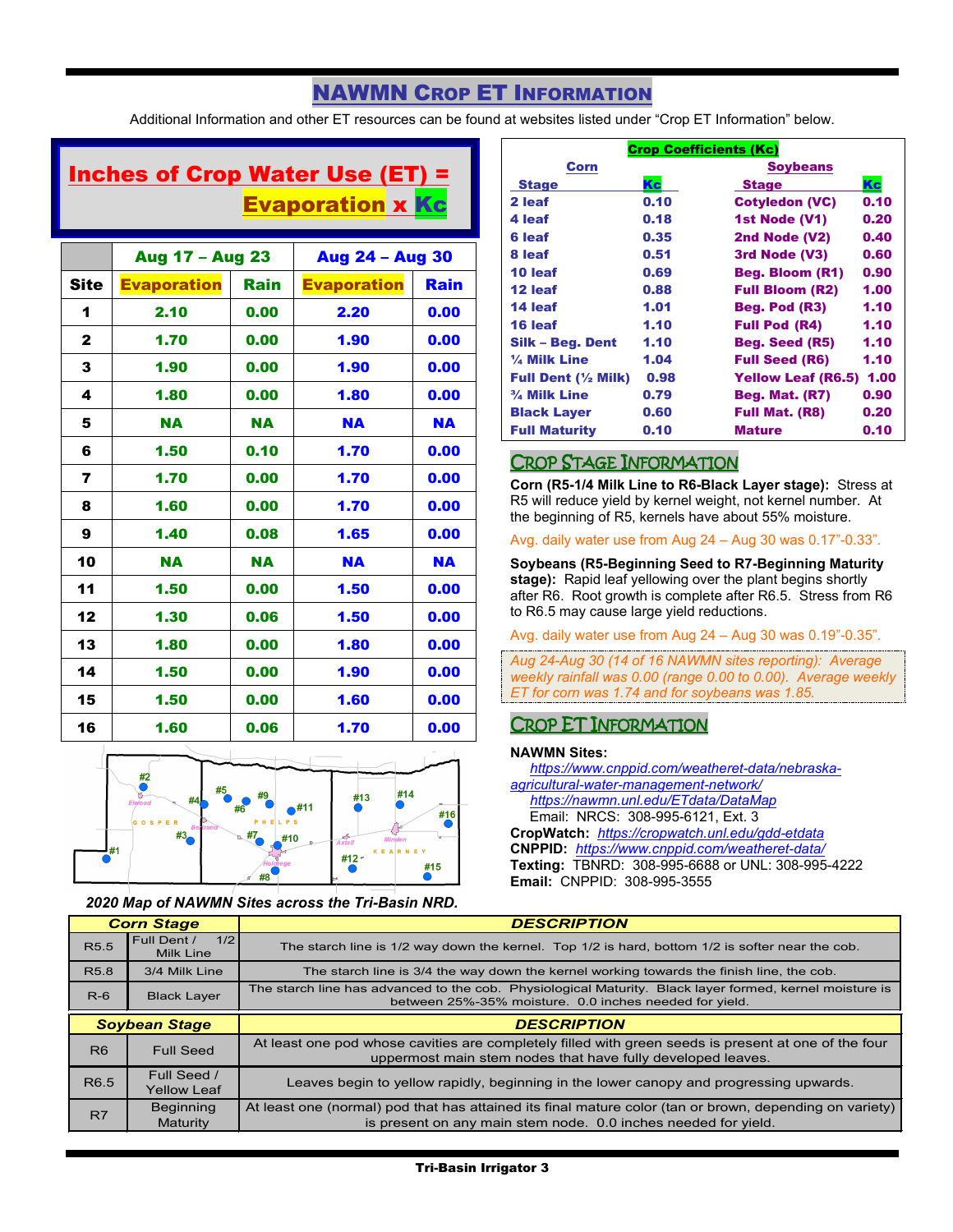# NAWMN Crop ET Information

Additional Information and other ET resources can be found at websites listed under "Crop ET Information" below.

## Inches of Crop Water Use (ET) = Evaporation x Kc

| | Aug 17 – Aug 23 | | Aug 24 – Aug 30 | |
|---|---|---|---|---|
| **Site** | **Evaporation** | **Rain** | **Evaporation** | **Rain** |
| 1 | 2.10 | 0.00 | 2.20 | 0.00 |
| 2 | 1.70 | 0.00 | 1.90 | 0.00 |
| 3 | 1.90 | 0.00 | 1.90 | 0.00 |
| 4 | 1.80 | 0.00 | 1.80 | 0.00 |
| 5 | NA | NA | NA | NA |
| 6 | 1.50 | 0.10 | 1.70 | 0.00 |
| 7 | 1.70 | 0.00 | 1.70 | 0.00 |
| 8 | 1.60 | 0.00 | 1.70 | 0.00 |
| 9 | 1.40 | 0.08 | 1.65 | 0.00 |
| 10 | NA | NA | NA | NA |
| 11 | 1.50 | 0.00 | 1.50 | 0.00 |
| 12 | 1.30 | 0.06 | 1.50 | 0.00 |
| 13 | 1.80 | 0.00 | 1.80 | 0.00 |
| 14 | 1.50 | 0.00 | 1.90 | 0.00 |
| 15 | 1.50 | 0.00 | 1.60 | 0.00 |
| 16 | 1.60 | 0.06 | 1.70 | 0.00 |

*2020 Map of NAWMN Sites across the Tri-Basin NRD.*

### Crop Coefficients (Kc)

| Corn Stage | Kc | Soybeans Stage | Kc |
|---|---|---|---|
| 2 leaf | 0.10 | Cotyledon (VC) | 0.10 |
| 4 leaf | 0.18 | 1st Node (V1) | 0.20 |
| 6 leaf | 0.35 | 2nd Node (V2) | 0.40 |
| 8 leaf | 0.51 | 3rd Node (V3) | 0.60 |
| 10 leaf | 0.69 | Beg. Bloom (R1) | 0.90 |
| 12 leaf | 0.88 | Full Bloom (R2) | 1.00 |
| 14 leaf | 1.01 | Beg. Pod (R3) | 1.10 |
| 16 leaf | 1.10 | Full Pod (R4) | 1.10 |
| Silk – Beg. Dent | 1.10 | Beg. Seed (R5) | 1.10 |
| ¼ Milk Line | 1.04 | Full Seed (R6) | 1.10 |
| Full Dent (½ Milk) | 0.98 | Yellow Leaf (R6.5) | 1.00 |
| ¾ Milk Line | 0.79 | Beg. Mat. (R7) | 0.90 |
| Black Layer | 0.60 | Full Mat. (R8) | 0.20 |
| Full Maturity | 0.10 | Mature | 0.10 |

## Crop Stage Information

**Corn (R5-1/4 Milk Line to R6-Black Layer stage):** Stress at R5 will reduce yield by kernel weight, not kernel number. At the beginning of R5, kernels have about 55% moisture.

Avg. daily water use from Aug 24 – Aug 30 was 0.17"-0.33".

**Soybeans (R5-Beginning Seed to R7-Beginning Maturity stage):** Rapid leaf yellowing over the plant begins shortly after R6. Root growth is complete after R6.5. Stress from R6 to R6.5 may cause large yield reductions.

Avg. daily water use from Aug 24 – Aug 30 was 0.19"-0.35".

*Aug 24-Aug 30 (14 of 16 NAWMN sites reporting): Average weekly rainfall was 0.00 (range 0.00 to 0.00). Average weekly ET for corn was 1.74 and for soybeans was 1.85.*

## Crop ET Information

**NAWMN Sites:**
https://www.cnppid.com/weatheret-data/nebraska-agricultural-water-management-network/
https://nawmn.unl.edu/ETdata/DataMap
Email: NRCS: 308-995-6121, Ext. 3

**CropWatch:** https://cropwatch.unl.edu/gdd-etdata
**CNPPID:** https://www.cnppid.com/weatheret-data/
**Texting:** TBNRD: 308-995-6688 or UNL: 308-995-4222
**Email:** CNPPID: 308-995-3555

| Corn Stage | | DESCRIPTION |
|---|---|---|
| R5.5 | Full Dent / 1/2 Milk Line | The starch line is 1/2 way down the kernel. Top 1/2 is hard, bottom 1/2 is softer near the cob. |
| R5.8 | 3/4 Milk Line | The starch line is 3/4 the way down the kernel working towards the finish line, the cob. |
| R-6 | Black Layer | The starch line has advanced to the cob. Physiological Maturity. Black layer formed, kernel moisture is between 25%-35% moisture. 0.0 inches needed for yield. |

| Soybean Stage | | DESCRIPTION |
|---|---|---|
| R6 | Full Seed | At least one pod whose cavities are completely filled with green seeds is present at one of the four uppermost main stem nodes that have fully developed leaves. |
| R6.5 | Full Seed / Yellow Leaf | Leaves begin to yellow rapidly, beginning in the lower canopy and progressing upwards. |
| R7 | Beginning Maturity | At least one (normal) pod that has attained its final mature color (tan or brown, depending on variety) is present on any main stem node. 0.0 inches needed for yield. |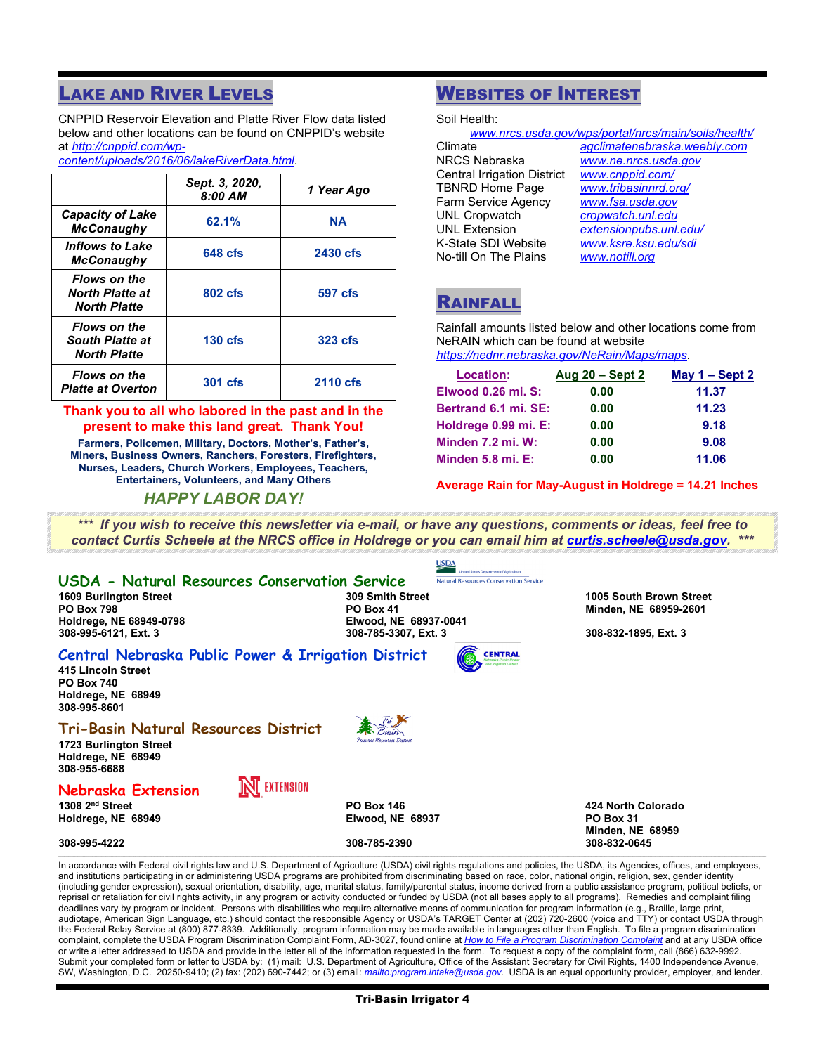## Lake and River Levels

CNPPID Reservoir Elevation and Platte River Flow data listed below and other locations can be found on CNPPID's website at http://cnppid.com/wp-content/uploads/2016/06/lakeRiverData.html.

| | Sept. 3, 2020, 8:00 AM | 1 Year Ago |
|---|---|---|
| Capacity of Lake McConaughy | 62.1% | NA |
| Inflows to Lake McConaughy | 648 cfs | 2430 cfs |
| Flows on the North Platte at North Platte | 802 cfs | 597 cfs |
| Flows on the South Platte at North Platte | 130 cfs | 323 cfs |
| Flows on the Platte at Overton | 301 cfs | 2110 cfs |

**Thank you to all who labored in the past and in the present to make this land great. Thank You!**

**Farmers, Policemen, Military, Doctors, Mother's, Father's, Miners, Business Owners, Ranchers, Foresters, Firefighters, Nurses, Leaders, Church Workers, Employees, Teachers, Entertainers, Volunteers, and Many Others**

***HAPPY LABOR DAY!***

## Websites of Interest

Soil Health: www.nrcs.usda.gov/wps/portal/nrcs/main/soils/health/

| | |
|---|---|
| Climate | agclimatenebraska.weebly.com |
| NRCS Nebraska | www.ne.nrcs.usda.gov |
| Central Irrigation District | www.cnppid.com/ |
| TBNRD Home Page | www.tribasinnrd.org/ |
| Farm Service Agency | www.fsa.usda.gov |
| UNL Cropwatch | cropwatch.unl.edu |
| UNL Extension | extensionpubs.unl.edu/ |
| K-State SDI Website | www.ksre.ksu.edu/sdi |
| No-till On The Plains | www.notill.org |

## Rainfall

Rainfall amounts listed below and other locations come from NeRAIN which can be found at website https://nednr.nebraska.gov/NeRain/Maps/maps.

| Location: | Aug 20 – Sept 2 | May 1 – Sept 2 |
|---|---|---|
| Elwood 0.26 mi. S: | 0.00 | 11.37 |
| Bertrand 6.1 mi. SE: | 0.00 | 11.23 |
| Holdrege 0.99 mi. E: | 0.00 | 9.18 |
| Minden 7.2 mi. W: | 0.00 | 9.08 |
| Minden 5.8 mi. E: | 0.00 | 11.06 |

**Average Rain for May-August in Holdrege = 14.21 Inches**

***\*\*\* If you wish to receive this newsletter via e-mail, or have any questions, comments or ideas, feel free to contact Curtis Scheele at the NRCS office in Holdrege or you can email him at curtis.scheele@usda.gov. \*\*\****

## USDA - Natural Resources Conservation Service

**1609 Burlington Street**
**PO Box 798**
**Holdrege, NE 68949-0798**
**308-995-6121, Ext. 3**

**309 Smith Street**
**PO Box 41**
**Elwood, NE 68937-0041**
**308-785-3307, Ext. 3**

**1005 South Brown Street**
**Minden, NE 68959-2601**
**308-832-1895, Ext. 3**

## Central Nebraska Public Power & Irrigation District

**415 Lincoln Street**
**PO Box 740**
**Holdrege, NE 68949**
**308-995-8601**

## Tri-Basin Natural Resources District

**1723 Burlington Street**
**Holdrege, NE 68949**
**308-955-6688**

## Nebraska Extension

**1308 2nd Street**
**Holdrege, NE 68949**
**308-995-4222**

**PO Box 146**
**Elwood, NE 68937**
**308-785-2390**

**424 North Colorado**
**PO Box 31**
**Minden, NE 68959**
**308-832-0645**

In accordance with Federal civil rights law and U.S. Department of Agriculture (USDA) civil rights regulations and policies, the USDA, its Agencies, offices, and employees, and institutions participating in or administering USDA programs are prohibited from discriminating based on race, color, national origin, religion, sex, gender identity (including gender expression), sexual orientation, disability, age, marital status, family/parental status, income derived from a public assistance program, political beliefs, or reprisal or retaliation for prior civil rights activity, in any program or activity conducted or funded by USDA (not all bases apply to all programs). Remedies and complaint filing deadlines vary by program or incident. Persons with disabilities who require alternative means of communication for program information (e.g., Braille, large print, audiotape, American Sign Language, etc.) should contact the responsible Agency or USDA's TARGET Center at (202) 720-2600 (voice and TTY) or contact USDA through the Federal Relay Service at (800) 877-8339. Additionally, program information may be made available in languages other than English. To file a program discrimination complaint, complete the USDA Program Discrimination Complaint Form, AD-3027, found online at How to File a Program Discrimination Complaint and at any USDA office or write a letter addressed to USDA and provide in the letter all of the information requested in the form. To request a copy of the complaint form, call (866) 632-9992. Submit your completed form or letter to USDA by: (1) mail: U.S. Department of Agriculture, Office of the Assistant Secretary for Civil Rights, 1400 Independence Avenue, SW, Washington, D.C. 20250-9410; (2) fax: (202) 690-7442; or (3) email: mailto:program.intake@usda.gov. USDA is an equal opportunity provider, employer, and lender.